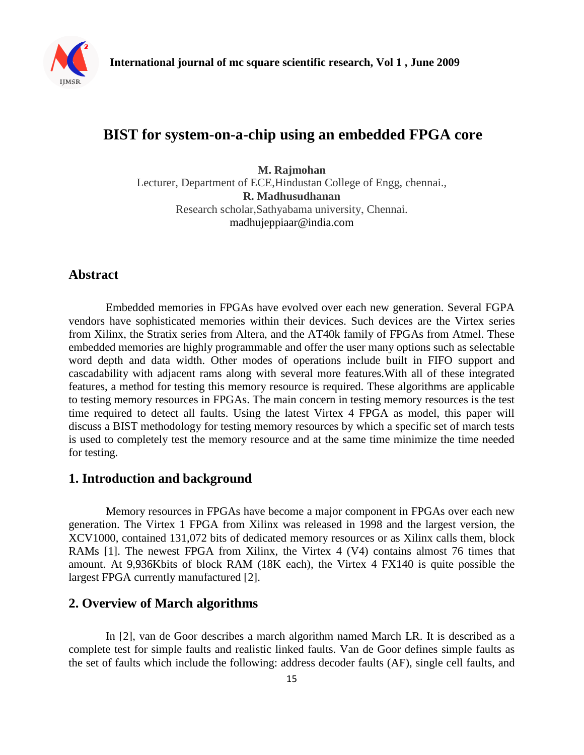# BIST for system-on-a-chip using an embedded FPGA core

**M. Rajmohan**
Lecturer, Department of ECE,Hindustan College of Engg, chennai.,
**R. Madhusudhanan**
Research scholar,Sathyabama university, Chennai.
madhujeppiaar@india.com

## Abstract

Embedded memories in FPGAs have evolved over each new generation. Several FGPA vendors have sophisticated memories within their devices. Such devices are the Virtex series from Xilinx, the Stratix series from Altera, and the AT40k family of FPGAs from Atmel. These embedded memories are highly programmable and offer the user many options such as selectable word depth and data width. Other modes of operations include built in FIFO support and cascadability with adjacent rams along with several more features.With all of these integrated features, a method for testing this memory resource is required. These algorithms are applicable to testing memory resources in FPGAs. The main concern in testing memory resources is the test time required to detect all faults. Using the latest Virtex 4 FPGA as model, this paper will discuss a BIST methodology for testing memory resources by which a specific set of march tests is used to completely test the memory resource and at the same time minimize the time needed for testing.

## 1. Introduction and background

Memory resources in FPGAs have become a major component in FPGAs over each new generation. The Virtex 1 FPGA from Xilinx was released in 1998 and the largest version, the XCV1000, contained 131,072 bits of dedicated memory resources or as Xilinx calls them, block RAMs [1]. The newest FPGA from Xilinx, the Virtex 4 (V4) contains almost 76 times that amount. At 9,936Kbits of block RAM (18K each), the Virtex 4 FX140 is quite possible the largest FPGA currently manufactured [2].

## 2. Overview of March algorithms

In [2], van de Goor describes a march algorithm named March LR. It is described as a complete test for simple faults and realistic linked faults. Van de Goor defines simple faults as the set of faults which include the following: address decoder faults (AF), single cell faults, and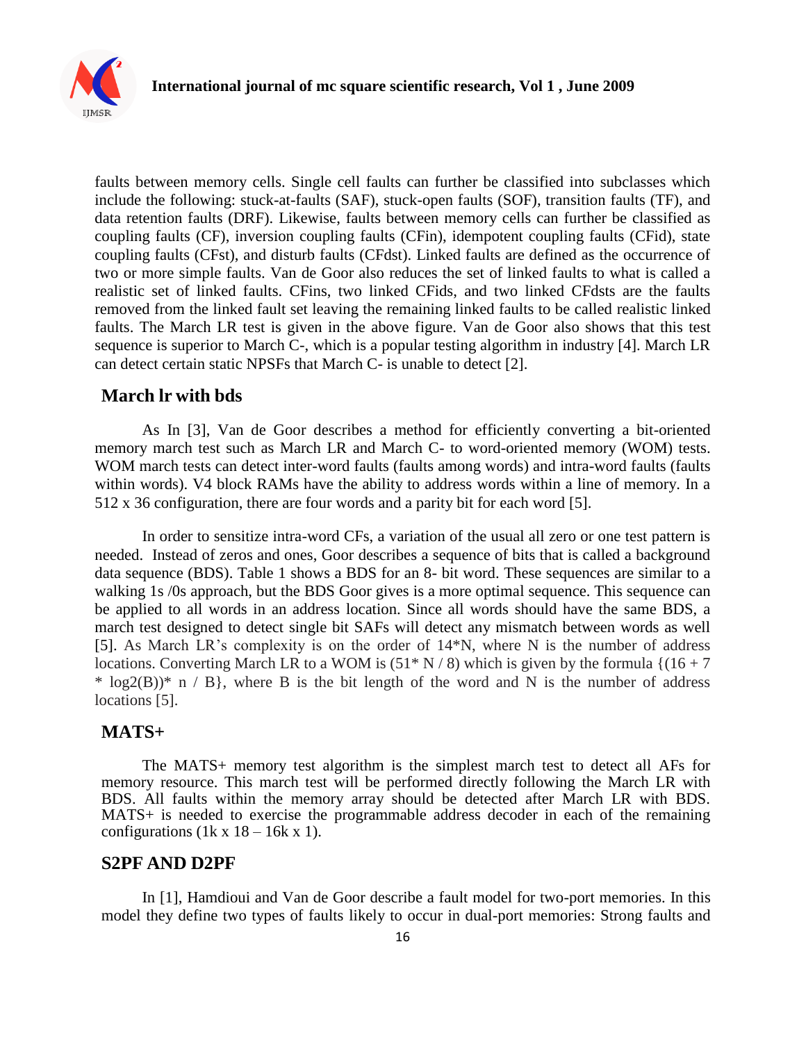faults between memory cells. Single cell faults can further be classified into subclasses which include the following: stuck-at-faults (SAF), stuck-open faults (SOF), transition faults (TF), and data retention faults (DRF). Likewise, faults between memory cells can further be classified as coupling faults (CF), inversion coupling faults (CFin), idempotent coupling faults (CFid), state coupling faults (CFst), and disturb faults (CFdst). Linked faults are defined as the occurrence of two or more simple faults. Van de Goor also reduces the set of linked faults to what is called a realistic set of linked faults. CFins, two linked CFids, and two linked CFdsts are the faults removed from the linked fault set leaving the remaining linked faults to be called realistic linked faults. The March LR test is given in the above figure. Van de Goor also shows that this test sequence is superior to March C-, which is a popular testing algorithm in industry [4]. March LR can detect certain static NPSFs that March C- is unable to detect [2].

## March lr with bds

As In [3], Van de Goor describes a method for efficiently converting a bit-oriented memory march test such as March LR and March C- to word-oriented memory (WOM) tests. WOM march tests can detect inter-word faults (faults among words) and intra-word faults (faults within words). V4 block RAMs have the ability to address words within a line of memory. In a 512 x 36 configuration, there are four words and a parity bit for each word [5].

In order to sensitize intra-word CFs, a variation of the usual all zero or one test pattern is needed. Instead of zeros and ones, Goor describes a sequence of bits that is called a background data sequence (BDS). Table 1 shows a BDS for an 8- bit word. These sequences are similar to a walking 1s /0s approach, but the BDS Goor gives is a more optimal sequence. This sequence can be applied to all words in an address location. Since all words should have the same BDS, a march test designed to detect single bit SAFs will detect any mismatch between words as well [5]. As March LR's complexity is on the order of 14*N, where N is the number of address locations. Converting March LR to a WOM is (51* N / 8) which is given by the formula {(16 + 7 * log2(B))* n / B}, where B is the bit length of the word and N is the number of address locations [5].

## MATS+

The MATS+ memory test algorithm is the simplest march test to detect all AFs for memory resource. This march test will be performed directly following the March LR with BDS. All faults within the memory array should be detected after March LR with BDS. MATS+ is needed to exercise the programmable address decoder in each of the remaining configurations (1k x 18 – 16k x 1).

## S2PF AND D2PF

In [1], Hamdioui and Van de Goor describe a fault model for two-port memories. In this model they define two types of faults likely to occur in dual-port memories: Strong faults and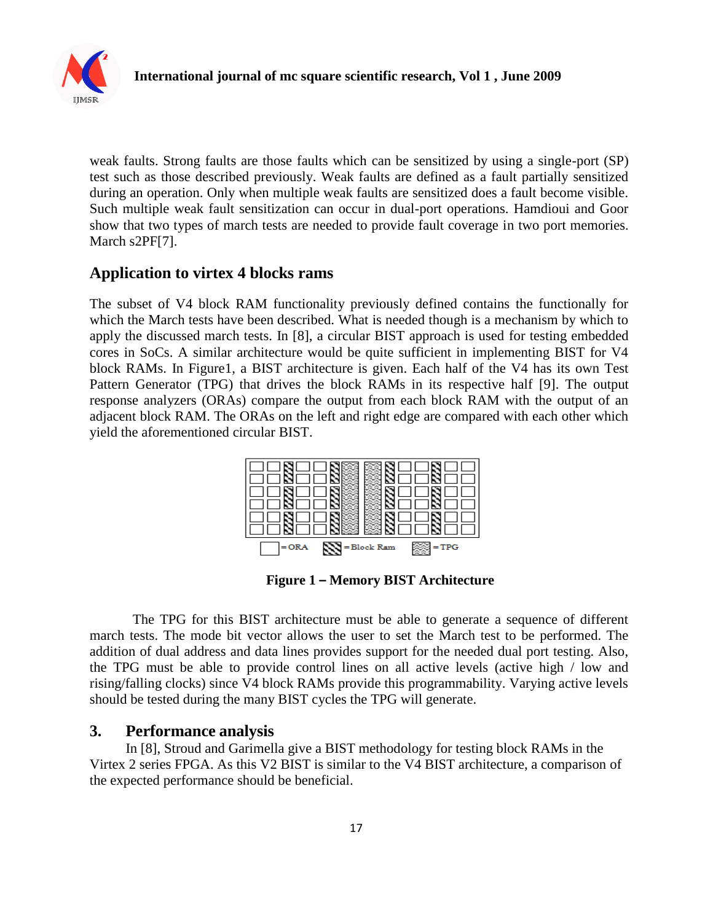weak faults. Strong faults are those faults which can be sensitized by using a single-port (SP) test such as those described previously. Weak faults are defined as a fault partially sensitized during an operation. Only when multiple weak faults are sensitized does a fault become visible. Such multiple weak fault sensitization can occur in dual-port operations. Hamdioui and Goor show that two types of march tests are needed to provide fault coverage in two port memories. March s2PF[7].

## Application to virtex 4 blocks rams

The subset of V4 block RAM functionality previously defined contains the functionally for which the March tests have been described. What is needed though is a mechanism by which to apply the discussed march tests. In [8], a circular BIST approach is used for testing embedded cores in SoCs. A similar architecture would be quite sufficient in implementing BIST for V4 block RAMs. In Figure1, a BIST architecture is given. Each half of the V4 has its own Test Pattern Generator (TPG) that drives the block RAMs in its respective half [9]. The output response analyzers (ORAs) compare the output from each block RAM with the output of an adjacent block RAM. The ORAs on the left and right edge are compared with each other which yield the aforementioned circular BIST.

=ORA =Block Ram =TPG

**Figure 1 – Memory BIST Architecture**

The TPG for this BIST architecture must be able to generate a sequence of different march tests. The mode bit vector allows the user to set the March test to be performed. The addition of dual address and data lines provides support for the needed dual port testing. Also, the TPG must be able to provide control lines on all active levels (active high / low and rising/falling clocks) since V4 block RAMs provide this programmability. Varying active levels should be tested during the many BIST cycles the TPG will generate.

## 3. Performance analysis

In [8], Stroud and Garimella give a BIST methodology for testing block RAMs in the Virtex 2 series FPGA. As this V2 BIST is similar to the V4 BIST architecture, a comparison of the expected performance should be beneficial.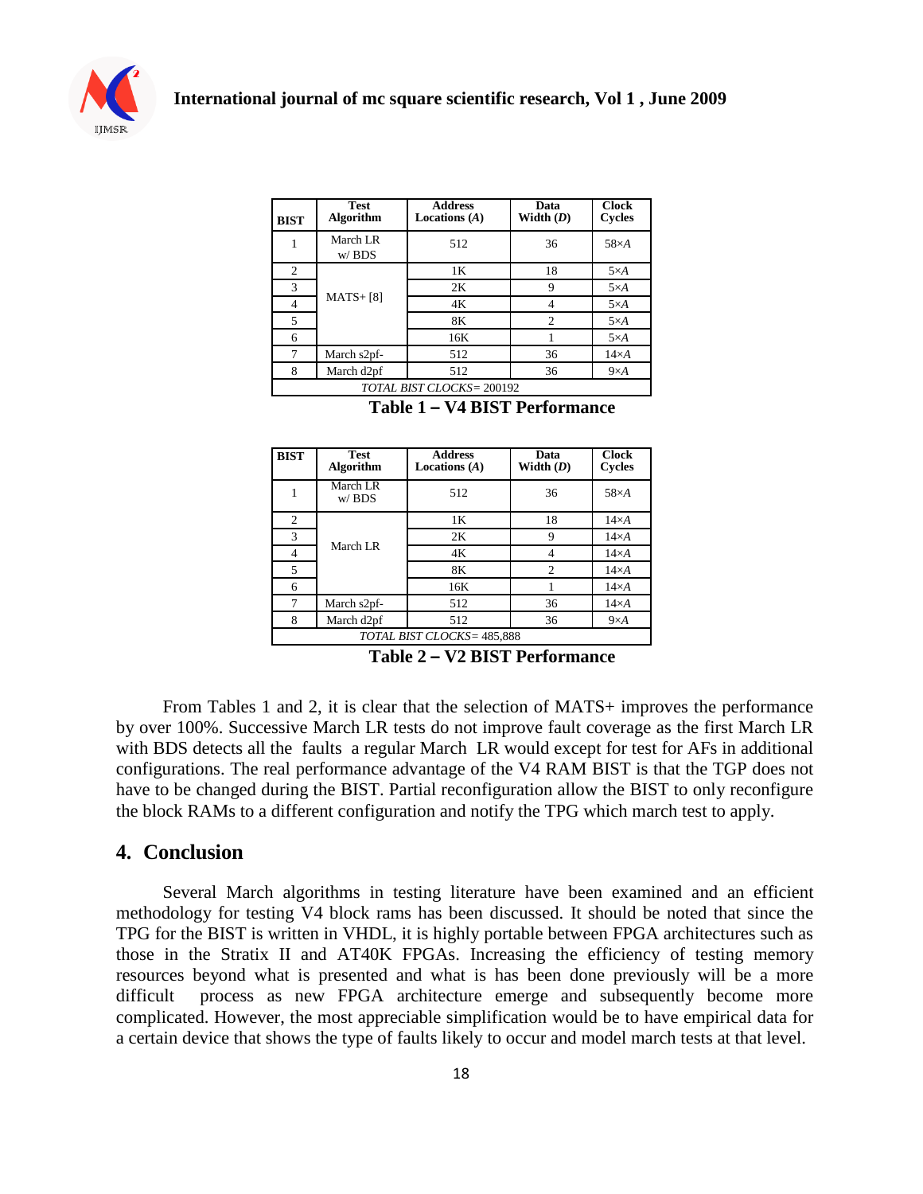| BIST | Test Algorithm | Address Locations ($A$) | Data Width ($D$) | Clock Cycles |
|---|---|---|---|---|
| 1 | March LR w/ BDS | 512 | 36 | $58\times A$ |
| 2 | MATS+ [8] | 1K | 18 | $5\times A$ |
| 3 | | 2K | 9 | $5\times A$ |
| 4 | | 4K | 4 | $5\times A$ |
| 5 | | 8K | 2 | $5\times A$ |
| 6 | | 16K | 1 | $5\times A$ |
| 7 | March s2pf- | 512 | 36 | $14\times A$ |
| 8 | March d2pf | 512 | 36 | $9\times A$ |
| *TOTAL BIST CLOCKS*= 200192 | | | | |

**Table 1 – V4 BIST Performance**

| BIST | Test Algorithm | Address Locations ($A$) | Data Width ($D$) | Clock Cycles |
|---|---|---|---|---|
| 1 | March LR w/ BDS | 512 | 36 | $58\times A$ |
| 2 | March LR | 1K | 18 | $14\times A$ |
| 3 | | 2K | 9 | $14\times A$ |
| 4 | | 4K | 4 | $14\times A$ |
| 5 | | 8K | 2 | $14\times A$ |
| 6 | | 16K | 1 | $14\times A$ |
| 7 | March s2pf- | 512 | 36 | $14\times A$ |
| 8 | March d2pf | 512 | 36 | $9\times A$ |
| *TOTAL BIST CLOCKS*= 485,888 | | | | |

**Table 2 – V2 BIST Performance**

From Tables 1 and 2, it is clear that the selection of MATS+ improves the performance by over 100%. Successive March LR tests do not improve fault coverage as the first March LR with BDS detects all the faults a regular March LR would except for test for AFs in additional configurations. The real performance advantage of the V4 RAM BIST is that the TGP does not have to be changed during the BIST. Partial reconfiguration allow the BIST to only reconfigure the block RAMs to a different configuration and notify the TPG which march test to apply.

## 4. Conclusion

Several March algorithms in testing literature have been examined and an efficient methodology for testing V4 block rams has been discussed. It should be noted that since the TPG for the BIST is written in VHDL, it is highly portable between FPGA architectures such as those in the Stratix II and AT40K FPGAs. Increasing the efficiency of testing memory resources beyond what is presented and what is has been done previously will be a more difficult process as new FPGA architecture emerge and subsequently become more complicated. However, the most appreciable simplification would be to have empirical data for a certain device that shows the type of faults likely to occur and model march tests at that level.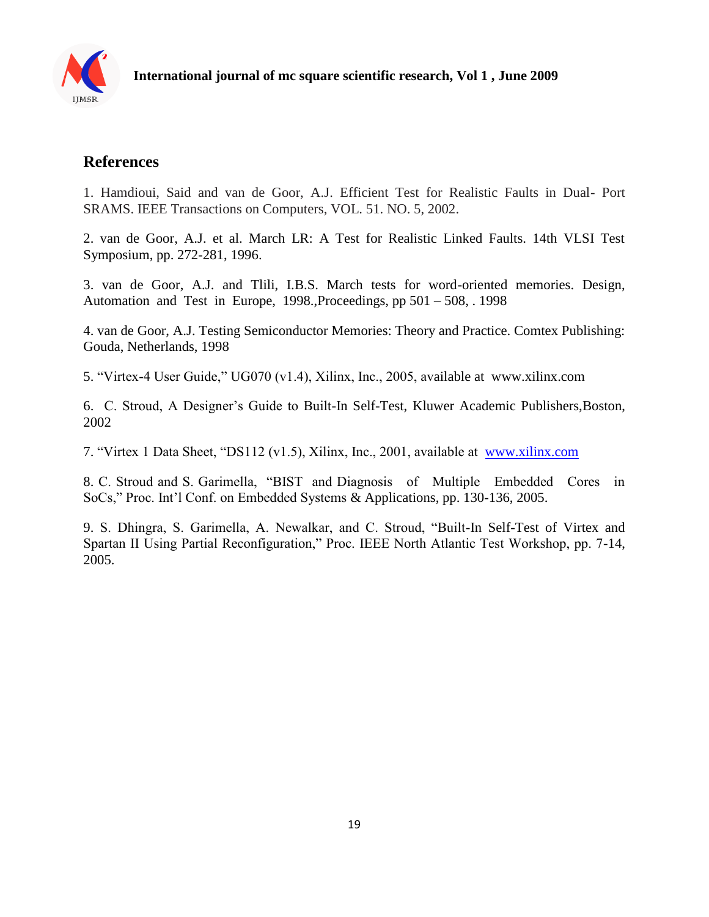## References

1. Hamdioui, Said and van de Goor, A.J. Efficient Test for Realistic Faults in Dual- Port SRAMS. IEEE Transactions on Computers, VOL. 51. NO. 5, 2002.

2. van de Goor, A.J. et al. March LR: A Test for Realistic Linked Faults. 14th VLSI Test Symposium, pp. 272-281, 1996.

3. van de Goor, A.J. and Tlili, I.B.S. March tests for word-oriented memories. Design, Automation and Test in Europe, 1998.,Proceedings, pp 501 – 508, . 1998

4. van de Goor, A.J. Testing Semiconductor Memories: Theory and Practice. Comtex Publishing: Gouda, Netherlands, 1998

5. "Virtex-4 User Guide," UG070 (v1.4), Xilinx, Inc., 2005, available at www.xilinx.com

6. C. Stroud, A Designer's Guide to Built-In Self-Test, Kluwer Academic Publishers,Boston, 2002

7. "Virtex 1 Data Sheet, "DS112 (v1.5), Xilinx, Inc., 2001, available at www.xilinx.com

8. C. Stroud and S. Garimella, "BIST and Diagnosis of Multiple Embedded Cores in SoCs," Proc. Int'l Conf. on Embedded Systems & Applications, pp. 130-136, 2005.

9. S. Dhingra, S. Garimella, A. Newalkar, and C. Stroud, "Built-In Self-Test of Virtex and Spartan II Using Partial Reconfiguration," Proc. IEEE North Atlantic Test Workshop, pp. 7-14, 2005.